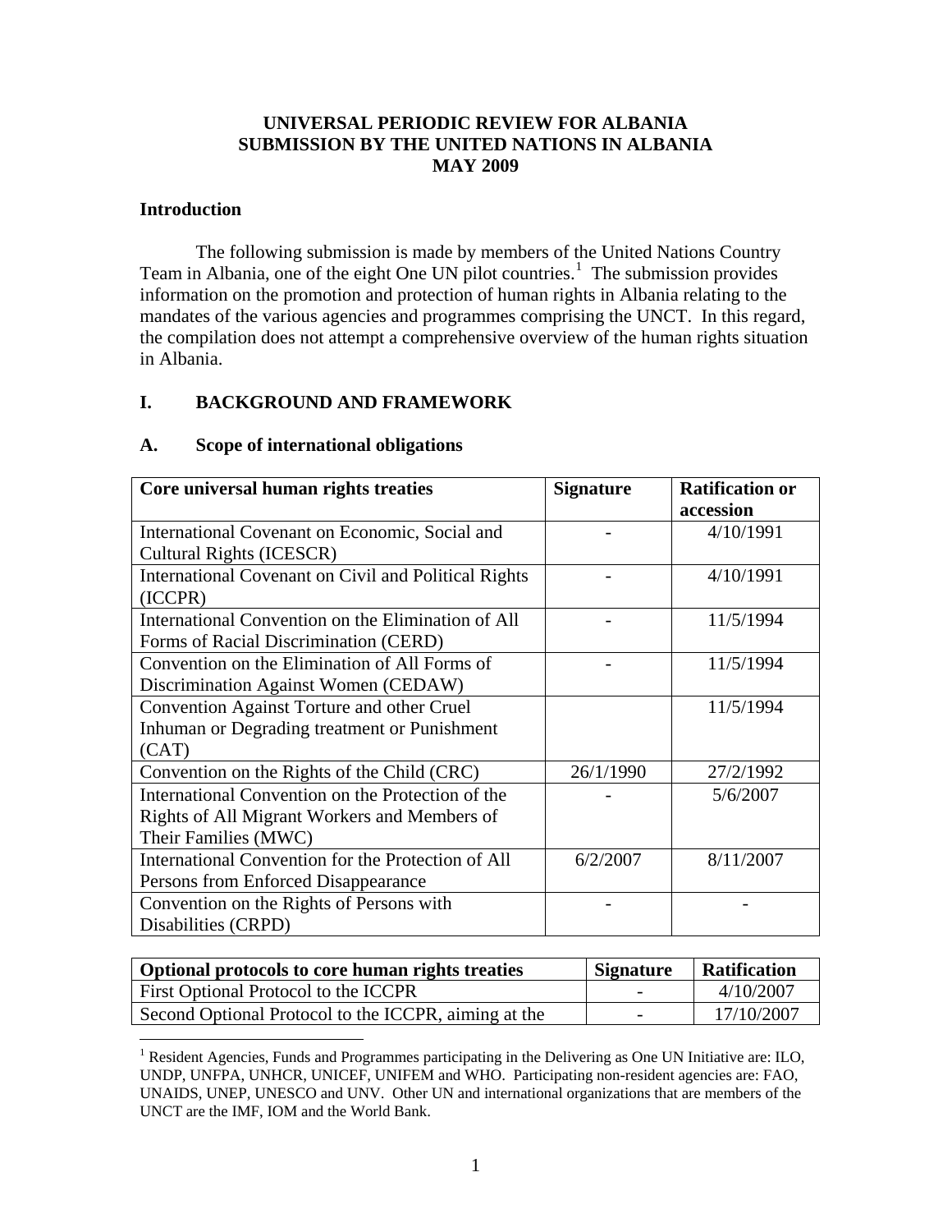**UNIVERSAL PERIODIC REVIEW FOR ALBANIA**
**SUBMISSION BY THE UNITED NATIONS IN ALBANIA**
**MAY 2009**

## Introduction

The following submission is made by members of the United Nations Country Team in Albania, one of the eight One UN pilot countries.[1] The submission provides information on the promotion and protection of human rights in Albania relating to the mandates of the various agencies and programmes comprising the UNCT. In this regard, the compilation does not attempt a comprehensive overview of the human rights situation in Albania.

## I. BACKGROUND AND FRAMEWORK

### A. Scope of international obligations

| Core universal human rights treaties | Signature | Ratification or accession |
|---|---|---|
| International Covenant on Economic, Social and Cultural Rights (ICESCR) | - | 4/10/1991 |
| International Covenant on Civil and Political Rights (ICCPR) | - | 4/10/1991 |
| International Convention on the Elimination of All Forms of Racial Discrimination (CERD) | - | 11/5/1994 |
| Convention on the Elimination of All Forms of Discrimination Against Women (CEDAW) | - | 11/5/1994 |
| Convention Against Torture and other Cruel Inhuman or Degrading treatment or Punishment (CAT) | | 11/5/1994 |
| Convention on the Rights of the Child (CRC) | 26/1/1990 | 27/2/1992 |
| International Convention on the Protection of the Rights of All Migrant Workers and Members of Their Families (MWC) | - | 5/6/2007 |
| International Convention for the Protection of All Persons from Enforced Disappearance | 6/2/2007 | 8/11/2007 |
| Convention on the Rights of Persons with Disabilities (CRPD) | - | - |

| Optional protocols to core human rights treaties | Signature | Ratification |
|---|---|---|
| First Optional Protocol to the ICCPR | - | 4/10/2007 |
| Second Optional Protocol to the ICCPR, aiming at the | - | 17/10/2007 |

[1] Resident Agencies, Funds and Programmes participating in the Delivering as One UN Initiative are: ILO, UNDP, UNFPA, UNHCR, UNICEF, UNIFEM and WHO. Participating non-resident agencies are: FAO, UNAIDS, UNEP, UNESCO and UNV. Other UN and international organizations that are members of the UNCT are the IMF, IOM and the World Bank.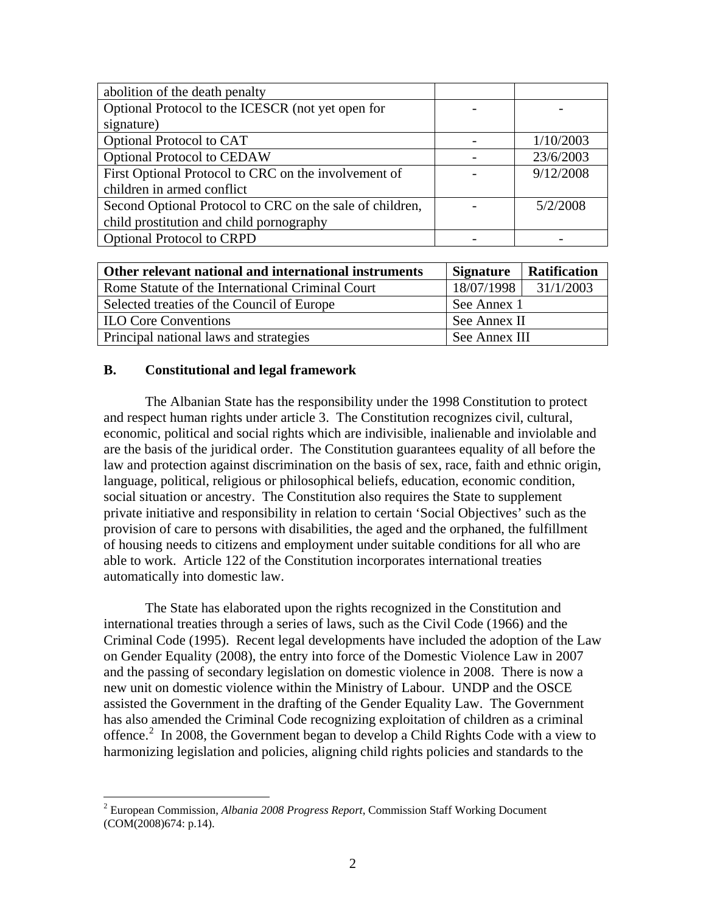| | | |
|---|---|---|
| abolition of the death penalty | | |
| Optional Protocol to the ICESCR (not yet open for signature) | - | - |
| Optional Protocol to CAT | - | 1/10/2003 |
| Optional Protocol to CEDAW | - | 23/6/2003 |
| First Optional Protocol to CRC on the involvement of children in armed conflict | - | 9/12/2008 |
| Second Optional Protocol to CRC on the sale of children, child prostitution and child pornography | - | 5/2/2008 |
| Optional Protocol to CRPD | - | - |

| Other relevant national and international instruments | Signature | Ratification |
|---|---|---|
| Rome Statute of the International Criminal Court | 18/07/1998 | 31/1/2003 |
| Selected treaties of the Council of Europe | See Annex 1 | |
| ILO Core Conventions | See Annex II | |
| Principal national laws and strategies | See Annex III | |

## B. Constitutional and legal framework

The Albanian State has the responsibility under the 1998 Constitution to protect and respect human rights under article 3. The Constitution recognizes civil, cultural, economic, political and social rights which are indivisible, inalienable and inviolable and are the basis of the juridical order. The Constitution guarantees equality of all before the law and protection against discrimination on the basis of sex, race, faith and ethnic origin, language, political, religious or philosophical beliefs, education, economic condition, social situation or ancestry. The Constitution also requires the State to supplement private initiative and responsibility in relation to certain 'Social Objectives' such as the provision of care to persons with disabilities, the aged and the orphaned, the fulfillment of housing needs to citizens and employment under suitable conditions for all who are able to work. Article 122 of the Constitution incorporates international treaties automatically into domestic law.

The State has elaborated upon the rights recognized in the Constitution and international treaties through a series of laws, such as the Civil Code (1966) and the Criminal Code (1995). Recent legal developments have included the adoption of the Law on Gender Equality (2008), the entry into force of the Domestic Violence Law in 2007 and the passing of secondary legislation on domestic violence in 2008. There is now a new unit on domestic violence within the Ministry of Labour. UNDP and the OSCE assisted the Government in the drafting of the Gender Equality Law. The Government has also amended the Criminal Code recognizing exploitation of children as a criminal offence.[2] In 2008, the Government began to develop a Child Rights Code with a view to harmonizing legislation and policies, aligning child rights policies and standards to the

[2] European Commission, *Albania 2008 Progress Report*, Commission Staff Working Document (COM(2008)674: p.14).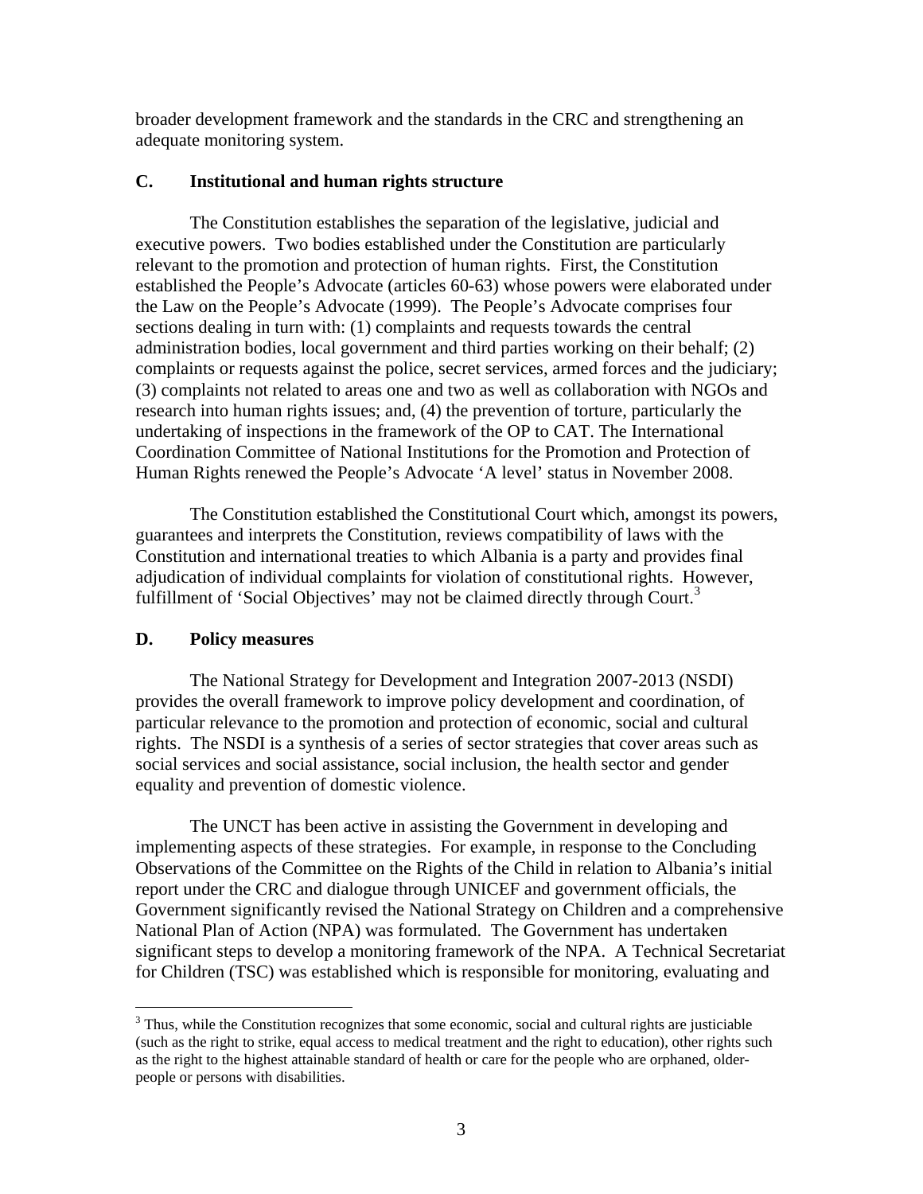broader development framework and the standards in the CRC and strengthening an adequate monitoring system.

## C. Institutional and human rights structure

The Constitution establishes the separation of the legislative, judicial and executive powers. Two bodies established under the Constitution are particularly relevant to the promotion and protection of human rights. First, the Constitution established the People's Advocate (articles 60-63) whose powers were elaborated under the Law on the People's Advocate (1999). The People's Advocate comprises four sections dealing in turn with: (1) complaints and requests towards the central administration bodies, local government and third parties working on their behalf; (2) complaints or requests against the police, secret services, armed forces and the judiciary; (3) complaints not related to areas one and two as well as collaboration with NGOs and research into human rights issues; and, (4) the prevention of torture, particularly the undertaking of inspections in the framework of the OP to CAT. The International Coordination Committee of National Institutions for the Promotion and Protection of Human Rights renewed the People's Advocate 'A level' status in November 2008.

The Constitution established the Constitutional Court which, amongst its powers, guarantees and interprets the Constitution, reviews compatibility of laws with the Constitution and international treaties to which Albania is a party and provides final adjudication of individual complaints for violation of constitutional rights. However, fulfillment of 'Social Objectives' may not be claimed directly through Court.[3]

## D. Policy measures

The National Strategy for Development and Integration 2007-2013 (NSDI) provides the overall framework to improve policy development and coordination, of particular relevance to the promotion and protection of economic, social and cultural rights. The NSDI is a synthesis of a series of sector strategies that cover areas such as social services and social assistance, social inclusion, the health sector and gender equality and prevention of domestic violence.

The UNCT has been active in assisting the Government in developing and implementing aspects of these strategies. For example, in response to the Concluding Observations of the Committee on the Rights of the Child in relation to Albania's initial report under the CRC and dialogue through UNICEF and government officials, the Government significantly revised the National Strategy on Children and a comprehensive National Plan of Action (NPA) was formulated. The Government has undertaken significant steps to develop a monitoring framework of the NPA. A Technical Secretariat for Children (TSC) was established which is responsible for monitoring, evaluating and

---

[3] Thus, while the Constitution recognizes that some economic, social and cultural rights are justiciable (such as the right to strike, equal access to medical treatment and the right to education), other rights such as the right to the highest attainable standard of health or care for the people who are orphaned, older-people or persons with disabilities.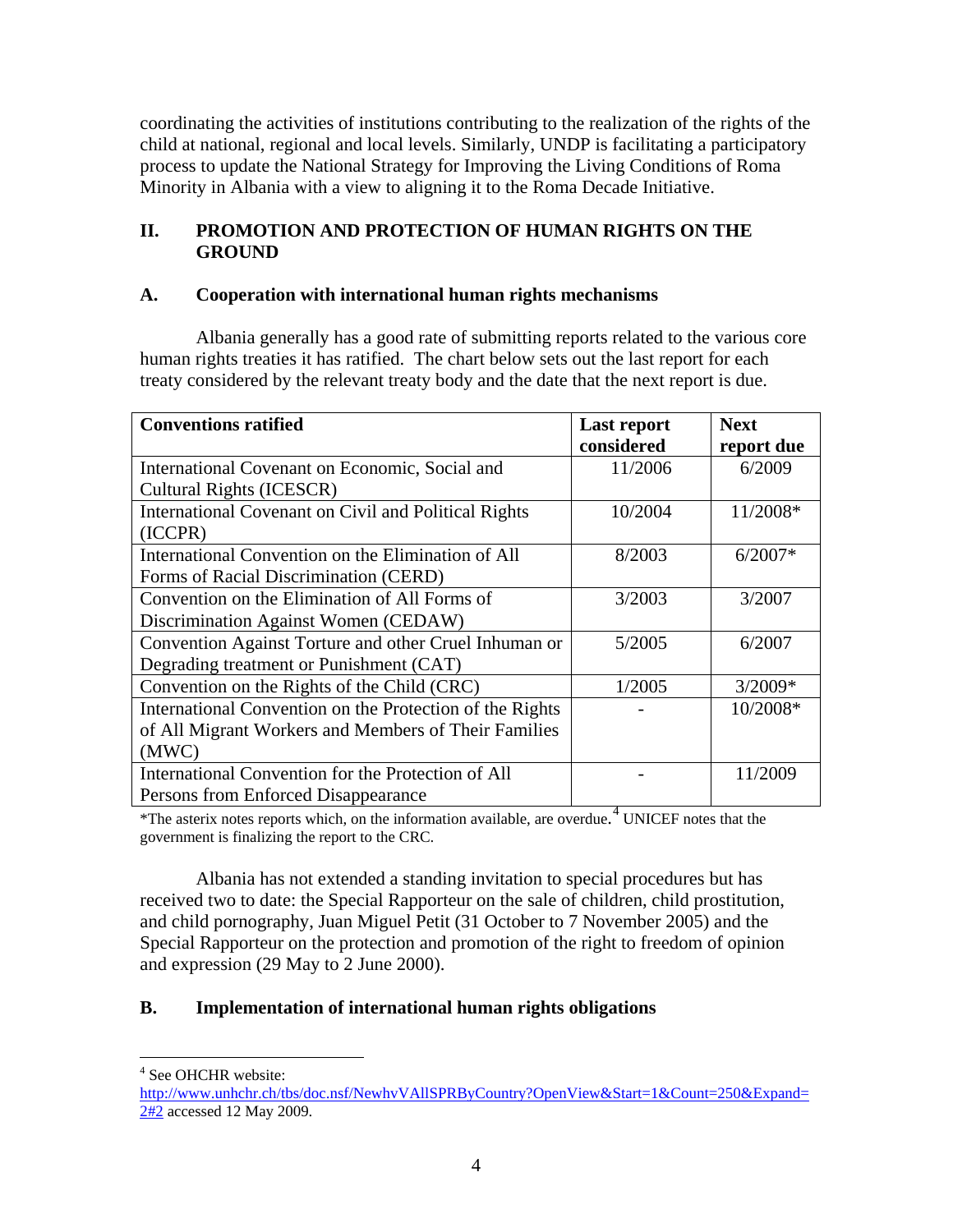coordinating the activities of institutions contributing to the realization of the rights of the child at national, regional and local levels. Similarly, UNDP is facilitating a participatory process to update the National Strategy for Improving the Living Conditions of Roma Minority in Albania with a view to aligning it to the Roma Decade Initiative.

## II. PROMOTION AND PROTECTION OF HUMAN RIGHTS ON THE GROUND

### A. Cooperation with international human rights mechanisms

Albania generally has a good rate of submitting reports related to the various core human rights treaties it has ratified. The chart below sets out the last report for each treaty considered by the relevant treaty body and the date that the next report is due.

| Conventions ratified | Last report considered | Next report due |
|---|---|---|
| International Covenant on Economic, Social and Cultural Rights (ICESCR) | 11/2006 | 6/2009 |
| International Covenant on Civil and Political Rights (ICCPR) | 10/2004 | 11/2008* |
| International Convention on the Elimination of All Forms of Racial Discrimination (CERD) | 8/2003 | 6/2007* |
| Convention on the Elimination of All Forms of Discrimination Against Women (CEDAW) | 3/2003 | 3/2007 |
| Convention Against Torture and other Cruel Inhuman or Degrading treatment or Punishment (CAT) | 5/2005 | 6/2007 |
| Convention on the Rights of the Child (CRC) | 1/2005 | 3/2009* |
| International Convention on the Protection of the Rights of All Migrant Workers and Members of Their Families (MWC) | - | 10/2008* |
| International Convention for the Protection of All Persons from Enforced Disappearance | - | 11/2009 |

*The asterix notes reports which, on the information available, are overdue.[4] UNICEF notes that the government is finalizing the report to the CRC.

Albania has not extended a standing invitation to special procedures but has received two to date: the Special Rapporteur on the sale of children, child prostitution, and child pornography, Juan Miguel Petit (31 October to 7 November 2005) and the Special Rapporteur on the protection and promotion of the right to freedom of opinion and expression (29 May to 2 June 2000).

### B. Implementation of international human rights obligations

[4] See OHCHR website: http://www.unhchr.ch/tbs/doc.nsf/NewhvVAllSPRByCountry?OpenView&Start=1&Count=250&Expand=2#2 accessed 12 May 2009.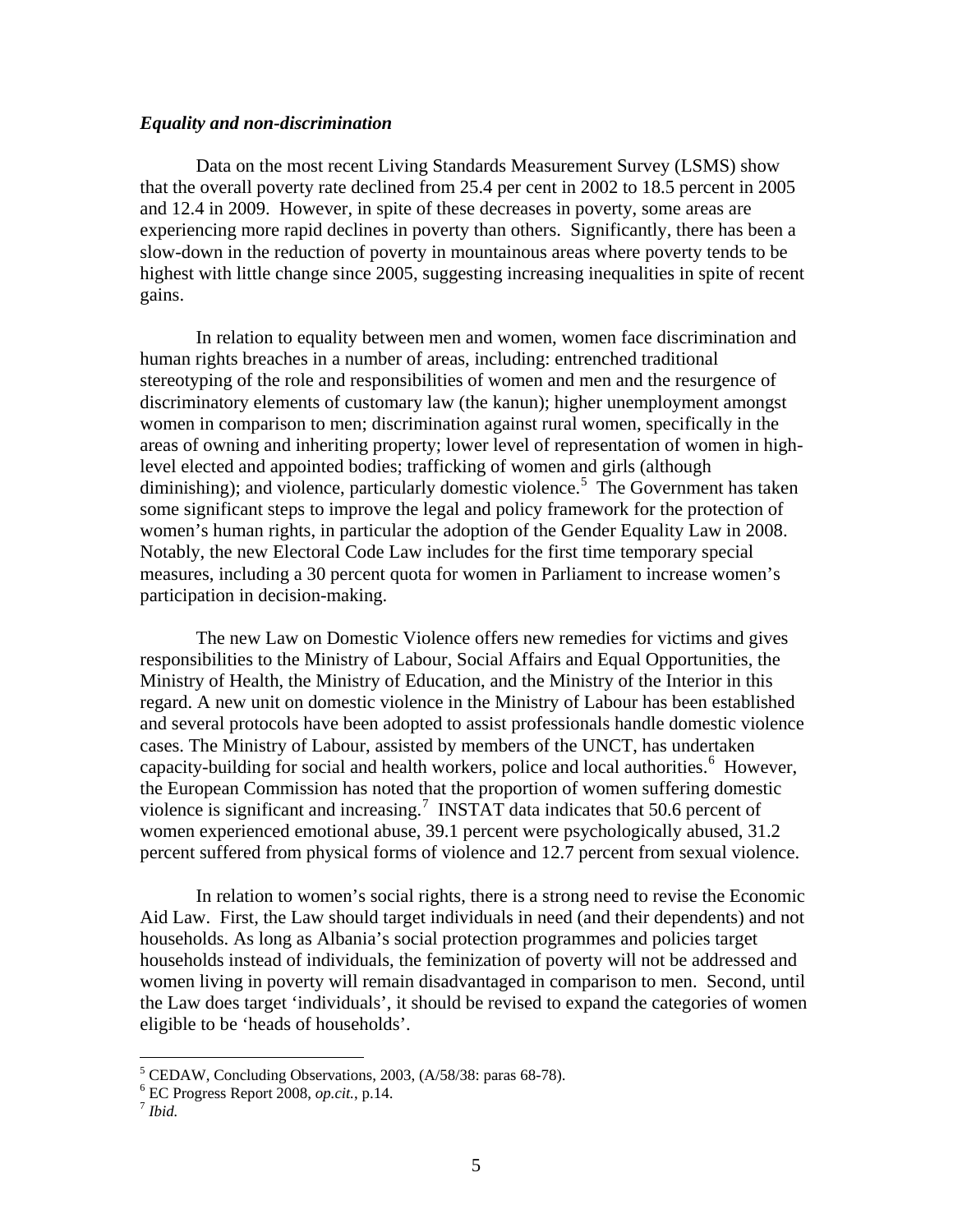***Equality and non-discrimination***

Data on the most recent Living Standards Measurement Survey (LSMS) show that the overall poverty rate declined from 25.4 per cent in 2002 to 18.5 percent in 2005 and 12.4 in 2009. However, in spite of these decreases in poverty, some areas are experiencing more rapid declines in poverty than others. Significantly, there has been a slow-down in the reduction of poverty in mountainous areas where poverty tends to be highest with little change since 2005, suggesting increasing inequalities in spite of recent gains.

In relation to equality between men and women, women face discrimination and human rights breaches in a number of areas, including: entrenched traditional stereotyping of the role and responsibilities of women and men and the resurgence of discriminatory elements of customary law (the kanun); higher unemployment amongst women in comparison to men; discrimination against rural women, specifically in the areas of owning and inheriting property; lower level of representation of women in high-level elected and appointed bodies; trafficking of women and girls (although diminishing); and violence, particularly domestic violence.[5] The Government has taken some significant steps to improve the legal and policy framework for the protection of women's human rights, in particular the adoption of the Gender Equality Law in 2008. Notably, the new Electoral Code Law includes for the first time temporary special measures, including a 30 percent quota for women in Parliament to increase women's participation in decision-making.

The new Law on Domestic Violence offers new remedies for victims and gives responsibilities to the Ministry of Labour, Social Affairs and Equal Opportunities, the Ministry of Health, the Ministry of Education, and the Ministry of the Interior in this regard. A new unit on domestic violence in the Ministry of Labour has been established and several protocols have been adopted to assist professionals handle domestic violence cases. The Ministry of Labour, assisted by members of the UNCT, has undertaken capacity-building for social and health workers, police and local authorities.[6] However, the European Commission has noted that the proportion of women suffering domestic violence is significant and increasing.[7] INSTAT data indicates that 50.6 percent of women experienced emotional abuse, 39.1 percent were psychologically abused, 31.2 percent suffered from physical forms of violence and 12.7 percent from sexual violence.

In relation to women's social rights, there is a strong need to revise the Economic Aid Law. First, the Law should target individuals in need (and their dependents) and not households. As long as Albania's social protection programmes and policies target households instead of individuals, the feminization of poverty will not be addressed and women living in poverty will remain disadvantaged in comparison to men. Second, until the Law does target 'individuals', it should be revised to expand the categories of women eligible to be 'heads of households'.

---

[5] CEDAW, Concluding Observations, 2003, (A/58/38: paras 68-78).

[6] EC Progress Report 2008, *op.cit.*, p.14.

[7] *Ibid.*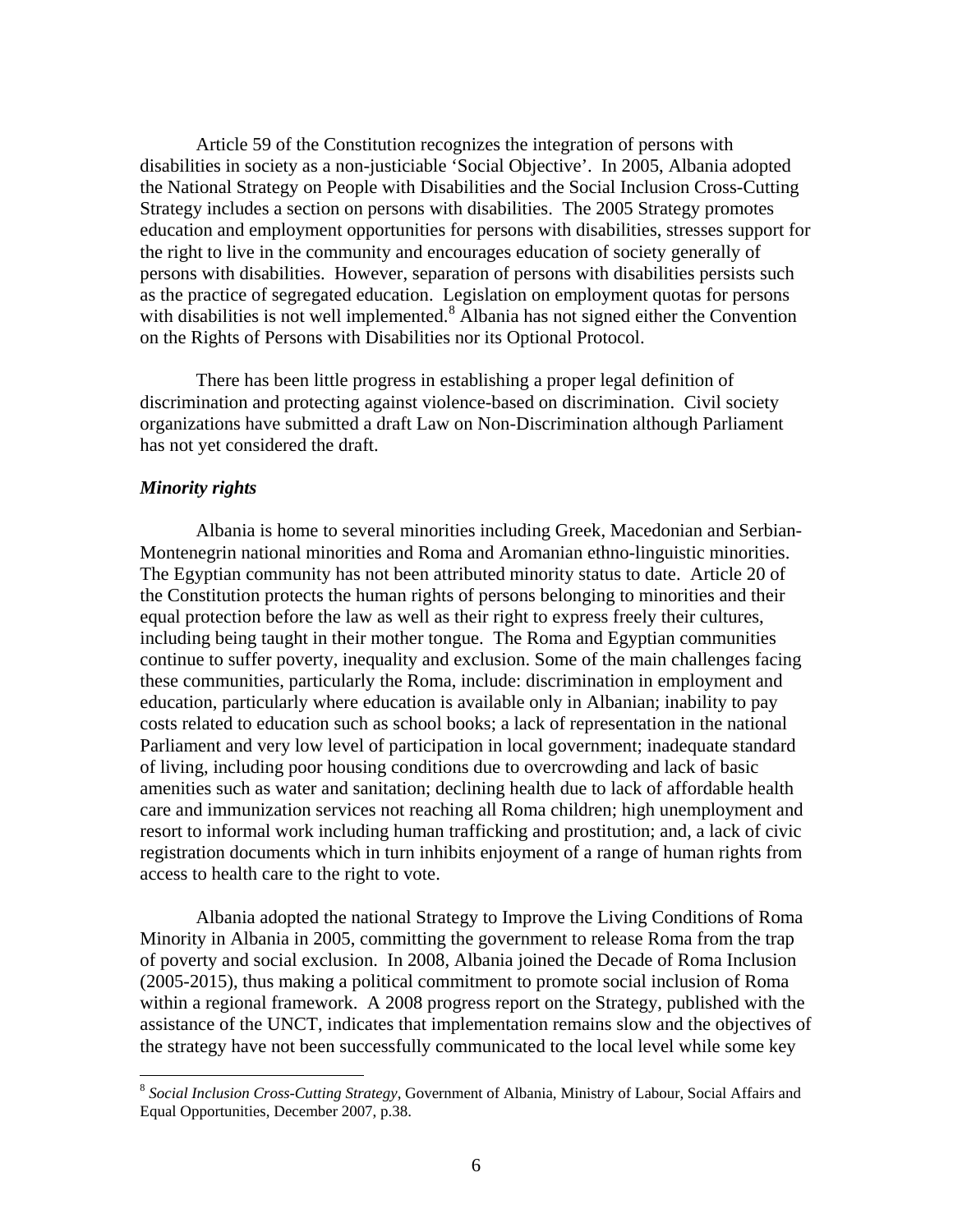Article 59 of the Constitution recognizes the integration of persons with disabilities in society as a non-justiciable 'Social Objective'. In 2005, Albania adopted the National Strategy on People with Disabilities and the Social Inclusion Cross-Cutting Strategy includes a section on persons with disabilities. The 2005 Strategy promotes education and employment opportunities for persons with disabilities, stresses support for the right to live in the community and encourages education of society generally of persons with disabilities. However, separation of persons with disabilities persists such as the practice of segregated education. Legislation on employment quotas for persons with disabilities is not well implemented.[8] Albania has not signed either the Convention on the Rights of Persons with Disabilities nor its Optional Protocol.

There has been little progress in establishing a proper legal definition of discrimination and protecting against violence-based on discrimination. Civil society organizations have submitted a draft Law on Non-Discrimination although Parliament has not yet considered the draft.

***Minority rights***

Albania is home to several minorities including Greek, Macedonian and Serbian-Montenegrin national minorities and Roma and Aromanian ethno-linguistic minorities. The Egyptian community has not been attributed minority status to date. Article 20 of the Constitution protects the human rights of persons belonging to minorities and their equal protection before the law as well as their right to express freely their cultures, including being taught in their mother tongue. The Roma and Egyptian communities continue to suffer poverty, inequality and exclusion. Some of the main challenges facing these communities, particularly the Roma, include: discrimination in employment and education, particularly where education is available only in Albanian; inability to pay costs related to education such as school books; a lack of representation in the national Parliament and very low level of participation in local government; inadequate standard of living, including poor housing conditions due to overcrowding and lack of basic amenities such as water and sanitation; declining health due to lack of affordable health care and immunization services not reaching all Roma children; high unemployment and resort to informal work including human trafficking and prostitution; and, a lack of civic registration documents which in turn inhibits enjoyment of a range of human rights from access to health care to the right to vote.

Albania adopted the national Strategy to Improve the Living Conditions of Roma Minority in Albania in 2005, committing the government to release Roma from the trap of poverty and social exclusion. In 2008, Albania joined the Decade of Roma Inclusion (2005-2015), thus making a political commitment to promote social inclusion of Roma within a regional framework. A 2008 progress report on the Strategy, published with the assistance of the UNCT, indicates that implementation remains slow and the objectives of the strategy have not been successfully communicated to the local level while some key

[8] *Social Inclusion Cross-Cutting Strategy*, Government of Albania, Ministry of Labour, Social Affairs and Equal Opportunities, December 2007, p.38.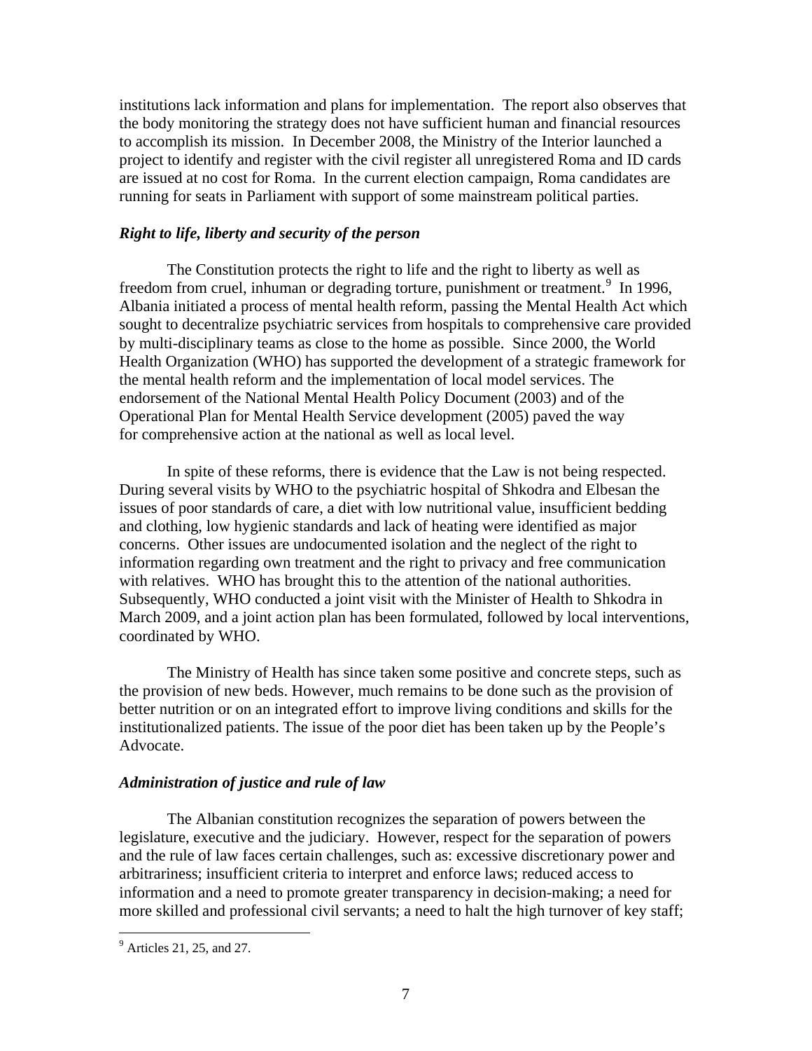institutions lack information and plans for implementation. The report also observes that the body monitoring the strategy does not have sufficient human and financial resources to accomplish its mission. In December 2008, the Ministry of the Interior launched a project to identify and register with the civil register all unregistered Roma and ID cards are issued at no cost for Roma. In the current election campaign, Roma candidates are running for seats in Parliament with support of some mainstream political parties.

### *Right to life, liberty and security of the person*

The Constitution protects the right to life and the right to liberty as well as freedom from cruel, inhuman or degrading torture, punishment or treatment.[9] In 1996, Albania initiated a process of mental health reform, passing the Mental Health Act which sought to decentralize psychiatric services from hospitals to comprehensive care provided by multi-disciplinary teams as close to the home as possible. Since 2000, the World Health Organization (WHO) has supported the development of a strategic framework for the mental health reform and the implementation of local model services. The endorsement of the National Mental Health Policy Document (2003) and of the Operational Plan for Mental Health Service development (2005) paved the way for comprehensive action at the national as well as local level.

In spite of these reforms, there is evidence that the Law is not being respected. During several visits by WHO to the psychiatric hospital of Shkodra and Elbesan the issues of poor standards of care, a diet with low nutritional value, insufficient bedding and clothing, low hygienic standards and lack of heating were identified as major concerns. Other issues are undocumented isolation and the neglect of the right to information regarding own treatment and the right to privacy and free communication with relatives. WHO has brought this to the attention of the national authorities. Subsequently, WHO conducted a joint visit with the Minister of Health to Shkodra in March 2009, and a joint action plan has been formulated, followed by local interventions, coordinated by WHO.

The Ministry of Health has since taken some positive and concrete steps, such as the provision of new beds. However, much remains to be done such as the provision of better nutrition or on an integrated effort to improve living conditions and skills for the institutionalized patients. The issue of the poor diet has been taken up by the People's Advocate.

### *Administration of justice and rule of law*

The Albanian constitution recognizes the separation of powers between the legislature, executive and the judiciary. However, respect for the separation of powers and the rule of law faces certain challenges, such as: excessive discretionary power and arbitrariness; insufficient criteria to interpret and enforce laws; reduced access to information and a need to promote greater transparency in decision-making; a need for more skilled and professional civil servants; a need to halt the high turnover of key staff;

---

[9] Articles 21, 25, and 27.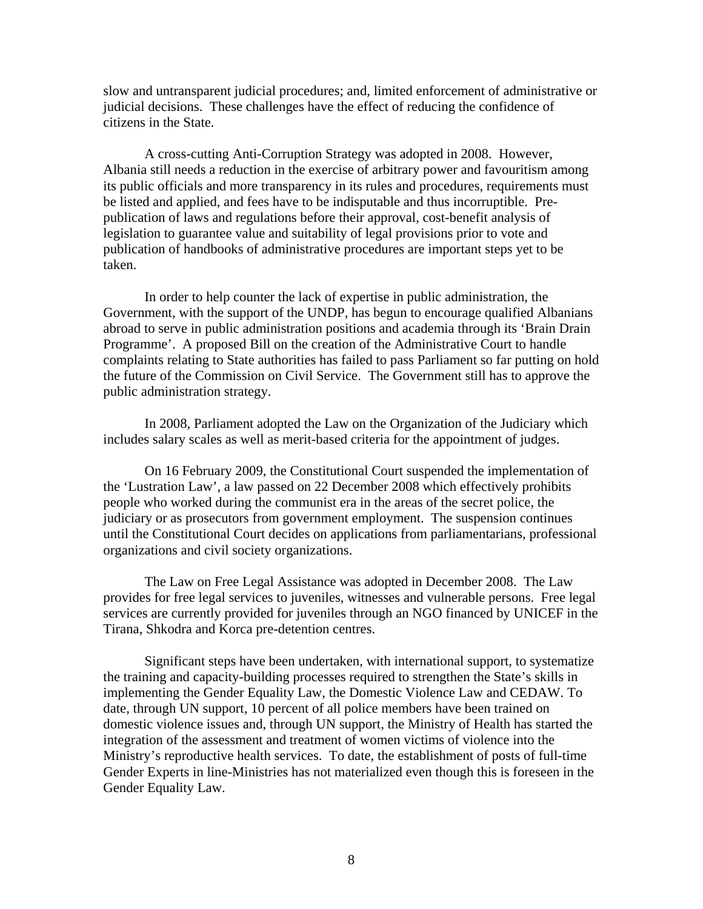slow and untransparent judicial procedures; and, limited enforcement of administrative or judicial decisions. These challenges have the effect of reducing the confidence of citizens in the State.

A cross-cutting Anti-Corruption Strategy was adopted in 2008. However, Albania still needs a reduction in the exercise of arbitrary power and favouritism among its public officials and more transparency in its rules and procedures, requirements must be listed and applied, and fees have to be indisputable and thus incorruptible. Pre-publication of laws and regulations before their approval, cost-benefit analysis of legislation to guarantee value and suitability of legal provisions prior to vote and publication of handbooks of administrative procedures are important steps yet to be taken.

In order to help counter the lack of expertise in public administration, the Government, with the support of the UNDP, has begun to encourage qualified Albanians abroad to serve in public administration positions and academia through its 'Brain Drain Programme'. A proposed Bill on the creation of the Administrative Court to handle complaints relating to State authorities has failed to pass Parliament so far putting on hold the future of the Commission on Civil Service. The Government still has to approve the public administration strategy.

In 2008, Parliament adopted the Law on the Organization of the Judiciary which includes salary scales as well as merit-based criteria for the appointment of judges.

On 16 February 2009, the Constitutional Court suspended the implementation of the 'Lustration Law', a law passed on 22 December 2008 which effectively prohibits people who worked during the communist era in the areas of the secret police, the judiciary or as prosecutors from government employment. The suspension continues until the Constitutional Court decides on applications from parliamentarians, professional organizations and civil society organizations.

The Law on Free Legal Assistance was adopted in December 2008. The Law provides for free legal services to juveniles, witnesses and vulnerable persons. Free legal services are currently provided for juveniles through an NGO financed by UNICEF in the Tirana, Shkodra and Korca pre-detention centres.

Significant steps have been undertaken, with international support, to systematize the training and capacity-building processes required to strengthen the State's skills in implementing the Gender Equality Law, the Domestic Violence Law and CEDAW. To date, through UN support, 10 percent of all police members have been trained on domestic violence issues and, through UN support, the Ministry of Health has started the integration of the assessment and treatment of women victims of violence into the Ministry's reproductive health services. To date, the establishment of posts of full-time Gender Experts in line-Ministries has not materialized even though this is foreseen in the Gender Equality Law.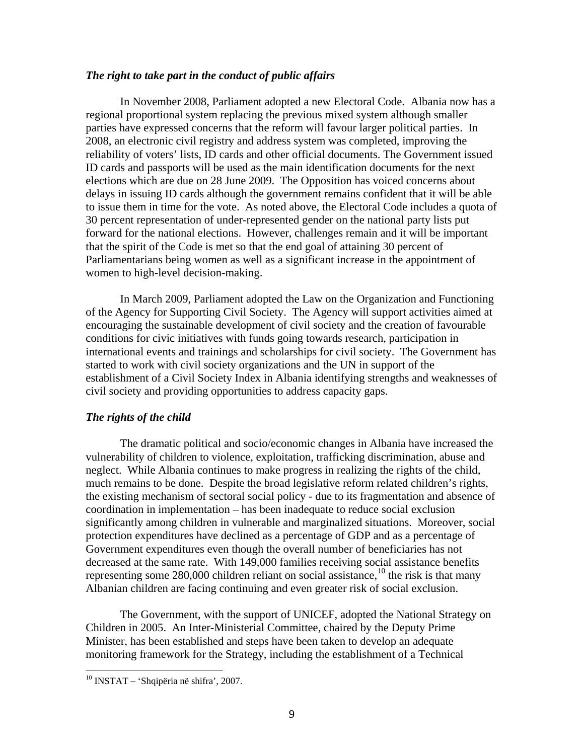### *The right to take part in the conduct of public affairs*

In November 2008, Parliament adopted a new Electoral Code. Albania now has a regional proportional system replacing the previous mixed system although smaller parties have expressed concerns that the reform will favour larger political parties. In 2008, an electronic civil registry and address system was completed, improving the reliability of voters' lists, ID cards and other official documents. The Government issued ID cards and passports will be used as the main identification documents for the next elections which are due on 28 June 2009. The Opposition has voiced concerns about delays in issuing ID cards although the government remains confident that it will be able to issue them in time for the vote. As noted above, the Electoral Code includes a quota of 30 percent representation of under-represented gender on the national party lists put forward for the national elections. However, challenges remain and it will be important that the spirit of the Code is met so that the end goal of attaining 30 percent of Parliamentarians being women as well as a significant increase in the appointment of women to high-level decision-making.

In March 2009, Parliament adopted the Law on the Organization and Functioning of the Agency for Supporting Civil Society. The Agency will support activities aimed at encouraging the sustainable development of civil society and the creation of favourable conditions for civic initiatives with funds going towards research, participation in international events and trainings and scholarships for civil society. The Government has started to work with civil society organizations and the UN in support of the establishment of a Civil Society Index in Albania identifying strengths and weaknesses of civil society and providing opportunities to address capacity gaps.

### *The rights of the child*

The dramatic political and socio/economic changes in Albania have increased the vulnerability of children to violence, exploitation, trafficking discrimination, abuse and neglect. While Albania continues to make progress in realizing the rights of the child, much remains to be done. Despite the broad legislative reform related children's rights, the existing mechanism of sectoral social policy - due to its fragmentation and absence of coordination in implementation – has been inadequate to reduce social exclusion significantly among children in vulnerable and marginalized situations. Moreover, social protection expenditures have declined as a percentage of GDP and as a percentage of Government expenditures even though the overall number of beneficiaries has not decreased at the same rate. With 149,000 families receiving social assistance benefits representing some 280,000 children reliant on social assistance,[10] the risk is that many Albanian children are facing continuing and even greater risk of social exclusion.

The Government, with the support of UNICEF, adopted the National Strategy on Children in 2005. An Inter-Ministerial Committee, chaired by the Deputy Prime Minister, has been established and steps have been taken to develop an adequate monitoring framework for the Strategy, including the establishment of a Technical

[10] INSTAT – 'Shqipëria në shifra', 2007.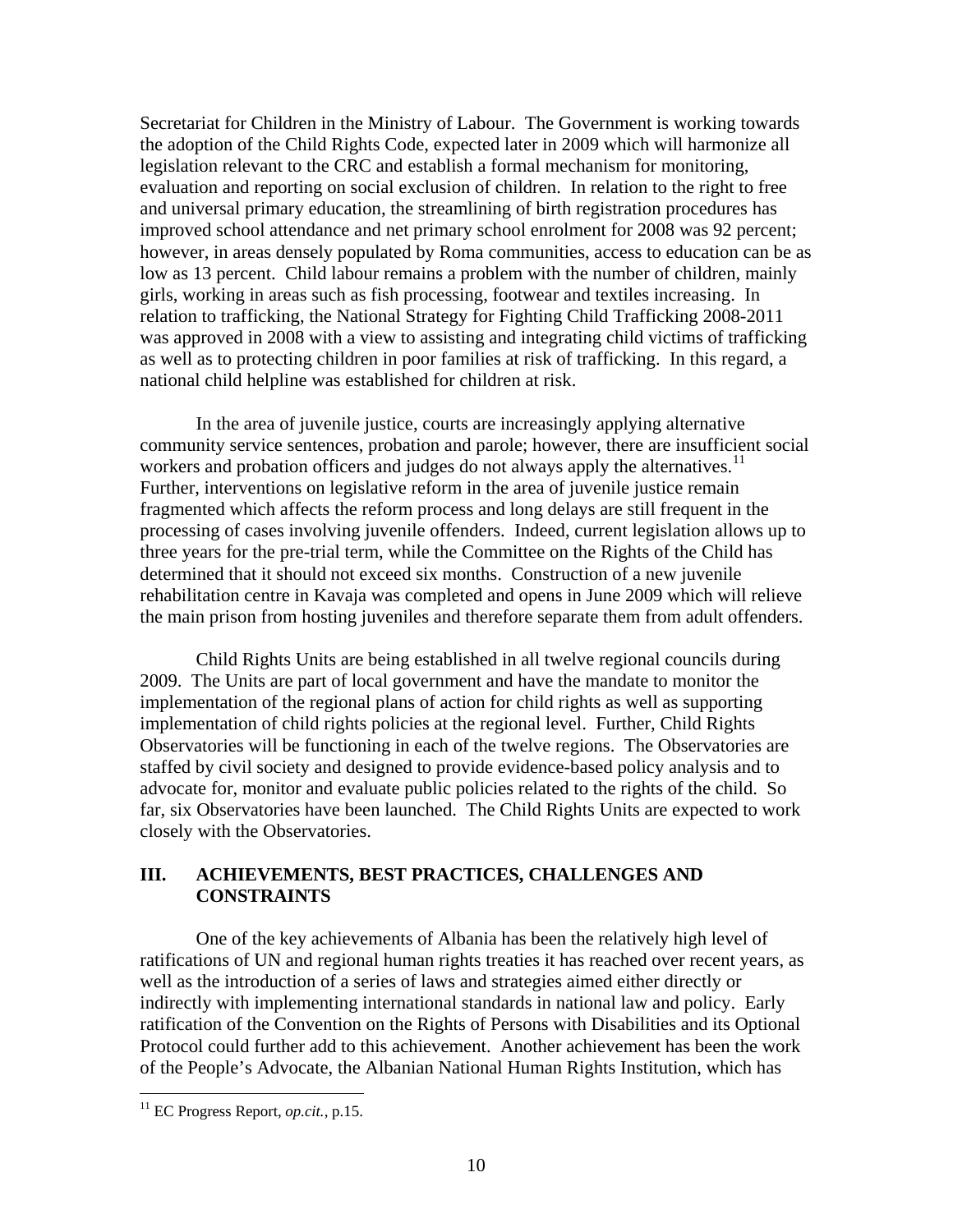Secretariat for Children in the Ministry of Labour. The Government is working towards the adoption of the Child Rights Code, expected later in 2009 which will harmonize all legislation relevant to the CRC and establish a formal mechanism for monitoring, evaluation and reporting on social exclusion of children. In relation to the right to free and universal primary education, the streamlining of birth registration procedures has improved school attendance and net primary school enrolment for 2008 was 92 percent; however, in areas densely populated by Roma communities, access to education can be as low as 13 percent. Child labour remains a problem with the number of children, mainly girls, working in areas such as fish processing, footwear and textiles increasing. In relation to trafficking, the National Strategy for Fighting Child Trafficking 2008-2011 was approved in 2008 with a view to assisting and integrating child victims of trafficking as well as to protecting children in poor families at risk of trafficking. In this regard, a national child helpline was established for children at risk.

In the area of juvenile justice, courts are increasingly applying alternative community service sentences, probation and parole; however, there are insufficient social workers and probation officers and judges do not always apply the alternatives.[11] Further, interventions on legislative reform in the area of juvenile justice remain fragmented which affects the reform process and long delays are still frequent in the processing of cases involving juvenile offenders. Indeed, current legislation allows up to three years for the pre-trial term, while the Committee on the Rights of the Child has determined that it should not exceed six months. Construction of a new juvenile rehabilitation centre in Kavaja was completed and opens in June 2009 which will relieve the main prison from hosting juveniles and therefore separate them from adult offenders.

Child Rights Units are being established in all twelve regional councils during 2009. The Units are part of local government and have the mandate to monitor the implementation of the regional plans of action for child rights as well as supporting implementation of child rights policies at the regional level. Further, Child Rights Observatories will be functioning in each of the twelve regions. The Observatories are staffed by civil society and designed to provide evidence-based policy analysis and to advocate for, monitor and evaluate public policies related to the rights of the child. So far, six Observatories have been launched. The Child Rights Units are expected to work closely with the Observatories.

## III. ACHIEVEMENTS, BEST PRACTICES, CHALLENGES AND CONSTRAINTS

One of the key achievements of Albania has been the relatively high level of ratifications of UN and regional human rights treaties it has reached over recent years, as well as the introduction of a series of laws and strategies aimed either directly or indirectly with implementing international standards in national law and policy. Early ratification of the Convention on the Rights of Persons with Disabilities and its Optional Protocol could further add to this achievement. Another achievement has been the work of the People's Advocate, the Albanian National Human Rights Institution, which has

---

[11] EC Progress Report, *op.cit.*, p.15.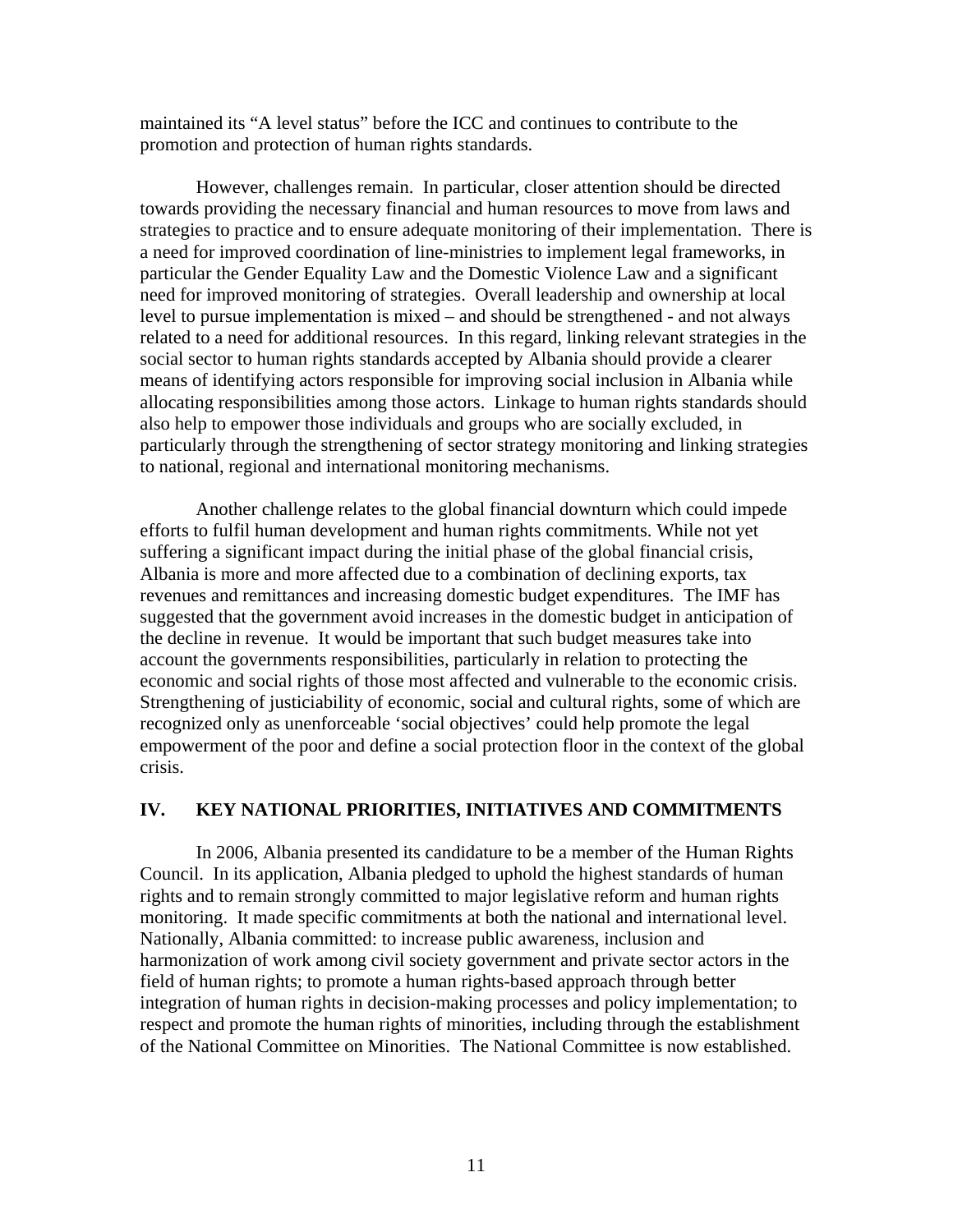maintained its "A level status" before the ICC and continues to contribute to the promotion and protection of human rights standards.

However, challenges remain. In particular, closer attention should be directed towards providing the necessary financial and human resources to move from laws and strategies to practice and to ensure adequate monitoring of their implementation. There is a need for improved coordination of line-ministries to implement legal frameworks, in particular the Gender Equality Law and the Domestic Violence Law and a significant need for improved monitoring of strategies. Overall leadership and ownership at local level to pursue implementation is mixed – and should be strengthened - and not always related to a need for additional resources. In this regard, linking relevant strategies in the social sector to human rights standards accepted by Albania should provide a clearer means of identifying actors responsible for improving social inclusion in Albania while allocating responsibilities among those actors. Linkage to human rights standards should also help to empower those individuals and groups who are socially excluded, in particularly through the strengthening of sector strategy monitoring and linking strategies to national, regional and international monitoring mechanisms.

Another challenge relates to the global financial downturn which could impede efforts to fulfil human development and human rights commitments. While not yet suffering a significant impact during the initial phase of the global financial crisis, Albania is more and more affected due to a combination of declining exports, tax revenues and remittances and increasing domestic budget expenditures. The IMF has suggested that the government avoid increases in the domestic budget in anticipation of the decline in revenue. It would be important that such budget measures take into account the governments responsibilities, particularly in relation to protecting the economic and social rights of those most affected and vulnerable to the economic crisis. Strengthening of justiciability of economic, social and cultural rights, some of which are recognized only as unenforceable 'social objectives' could help promote the legal empowerment of the poor and define a social protection floor in the context of the global crisis.

## IV. KEY NATIONAL PRIORITIES, INITIATIVES AND COMMITMENTS

In 2006, Albania presented its candidature to be a member of the Human Rights Council. In its application, Albania pledged to uphold the highest standards of human rights and to remain strongly committed to major legislative reform and human rights monitoring. It made specific commitments at both the national and international level. Nationally, Albania committed: to increase public awareness, inclusion and harmonization of work among civil society government and private sector actors in the field of human rights; to promote a human rights-based approach through better integration of human rights in decision-making processes and policy implementation; to respect and promote the human rights of minorities, including through the establishment of the National Committee on Minorities. The National Committee is now established.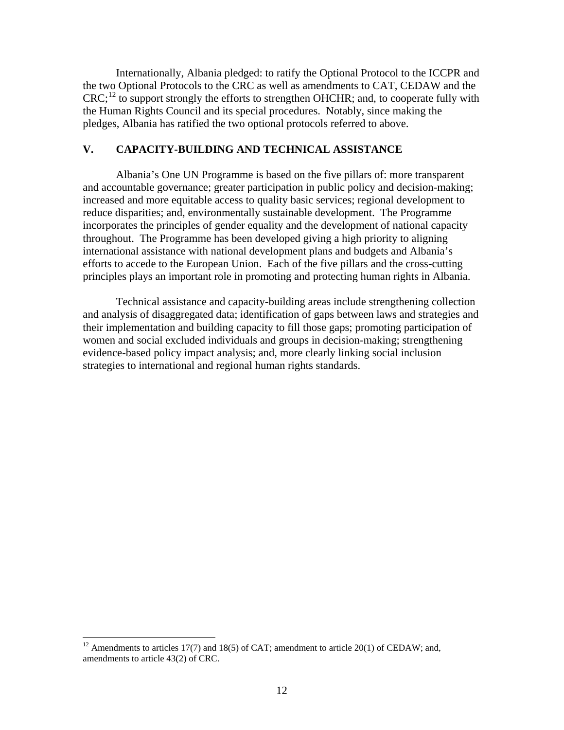Internationally, Albania pledged: to ratify the Optional Protocol to the ICCPR and the two Optional Protocols to the CRC as well as amendments to CAT, CEDAW and the CRC;[12] to support strongly the efforts to strengthen OHCHR; and, to cooperate fully with the Human Rights Council and its special procedures. Notably, since making the pledges, Albania has ratified the two optional protocols referred to above.

## V. CAPACITY-BUILDING AND TECHNICAL ASSISTANCE

Albania's One UN Programme is based on the five pillars of: more transparent and accountable governance; greater participation in public policy and decision-making; increased and more equitable access to quality basic services; regional development to reduce disparities; and, environmentally sustainable development. The Programme incorporates the principles of gender equality and the development of national capacity throughout. The Programme has been developed giving a high priority to aligning international assistance with national development plans and budgets and Albania's efforts to accede to the European Union. Each of the five pillars and the cross-cutting principles plays an important role in promoting and protecting human rights in Albania.

Technical assistance and capacity-building areas include strengthening collection and analysis of disaggregated data; identification of gaps between laws and strategies and their implementation and building capacity to fill those gaps; promoting participation of women and social excluded individuals and groups in decision-making; strengthening evidence-based policy impact analysis; and, more clearly linking social inclusion strategies to international and regional human rights standards.

---

[12] Amendments to articles 17(7) and 18(5) of CAT; amendment to article 20(1) of CEDAW; and, amendments to article 43(2) of CRC.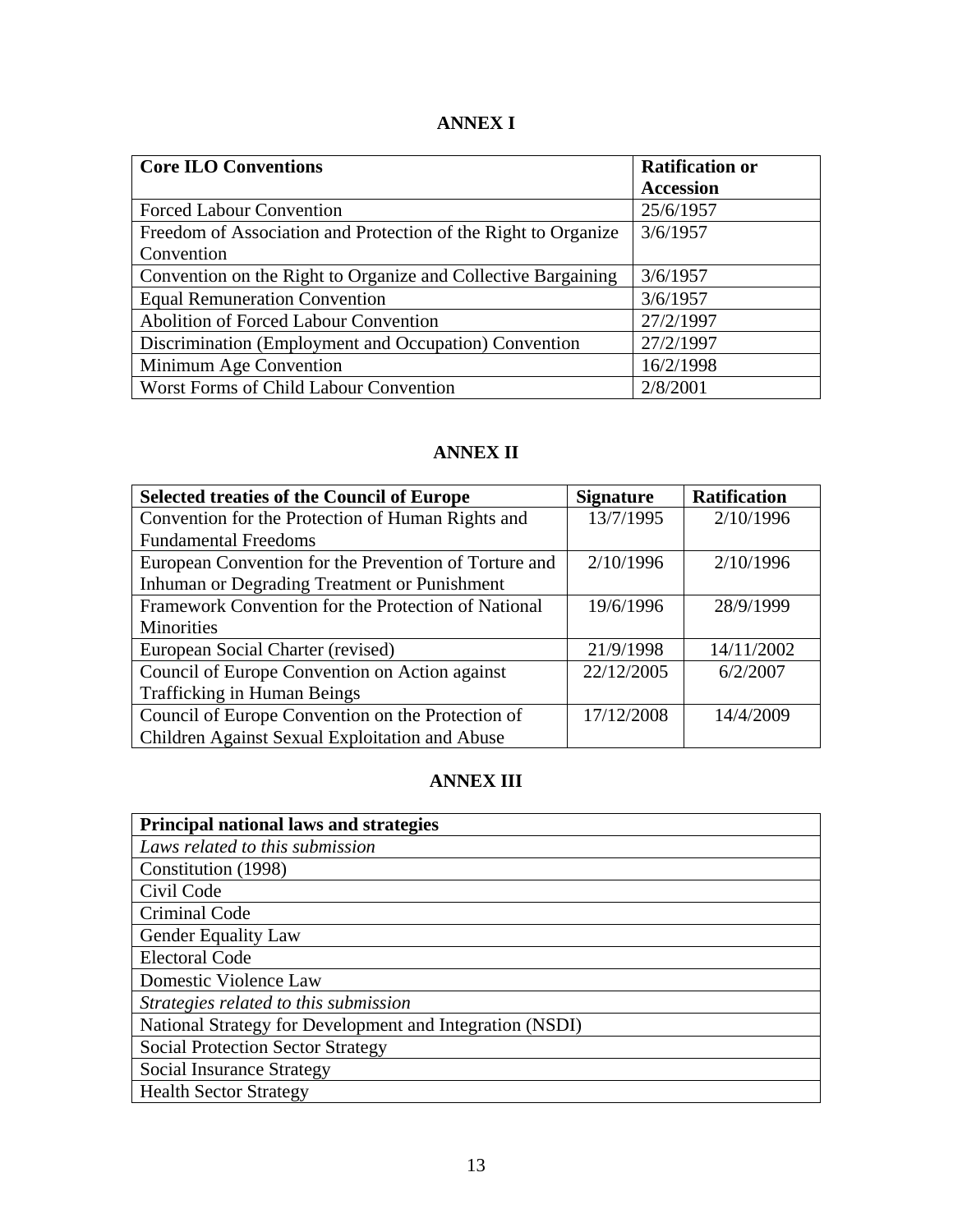## ANNEX I

| **Core ILO Conventions** | **Ratification or Accession** |
|---|---|
| Forced Labour Convention | 25/6/1957 |
| Freedom of Association and Protection of the Right to Organize Convention | 3/6/1957 |
| Convention on the Right to Organize and Collective Bargaining | 3/6/1957 |
| Equal Remuneration Convention | 3/6/1957 |
| Abolition of Forced Labour Convention | 27/2/1997 |
| Discrimination (Employment and Occupation) Convention | 27/2/1997 |
| Minimum Age Convention | 16/2/1998 |
| Worst Forms of Child Labour Convention | 2/8/2001 |

## ANNEX II

| **Selected treaties of the Council of Europe** | **Signature** | **Ratification** |
|---|---|---|
| Convention for the Protection of Human Rights and Fundamental Freedoms | 13/7/1995 | 2/10/1996 |
| European Convention for the Prevention of Torture and Inhuman or Degrading Treatment or Punishment | 2/10/1996 | 2/10/1996 |
| Framework Convention for the Protection of National Minorities | 19/6/1996 | 28/9/1999 |
| European Social Charter (revised) | 21/9/1998 | 14/11/2002 |
| Council of Europe Convention on Action against Trafficking in Human Beings | 22/12/2005 | 6/2/2007 |
| Council of Europe Convention on the Protection of Children Against Sexual Exploitation and Abuse | 17/12/2008 | 14/4/2009 |

## ANNEX III

| **Principal national laws and strategies** |
|---|
| *Laws related to this submission* |
| Constitution (1998) |
| Civil Code |
| Criminal Code |
| Gender Equality Law |
| Electoral Code |
| Domestic Violence Law |
| *Strategies related to this submission* |
| National Strategy for Development and Integration (NSDI) |
| Social Protection Sector Strategy |
| Social Insurance Strategy |
| Health Sector Strategy |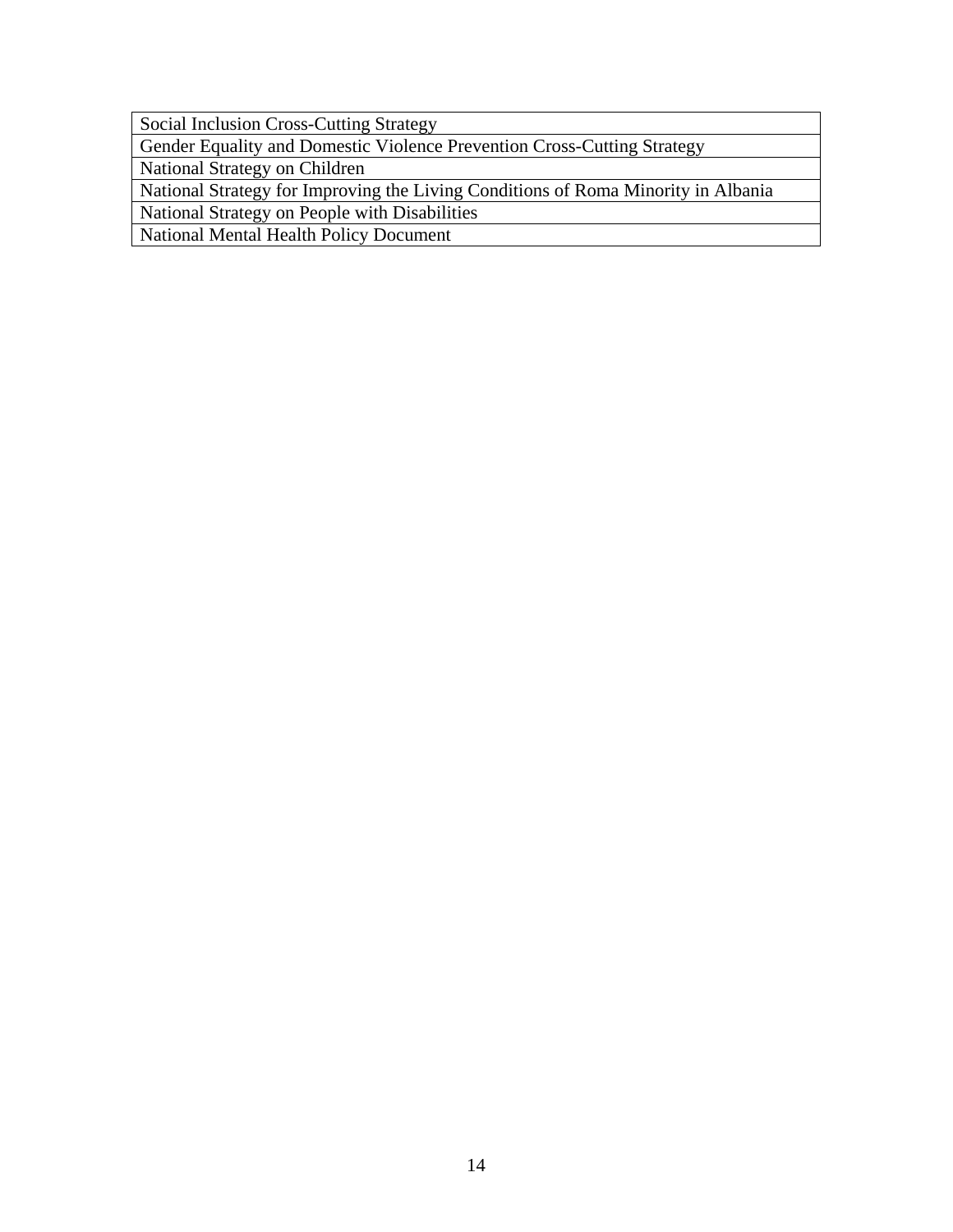| |
| --- |
| Social Inclusion Cross-Cutting Strategy |
| Gender Equality and Domestic Violence Prevention Cross-Cutting Strategy |
| National Strategy on Children |
| National Strategy for Improving the Living Conditions of Roma Minority in Albania |
| National Strategy on People with Disabilities |
| National Mental Health Policy Document |